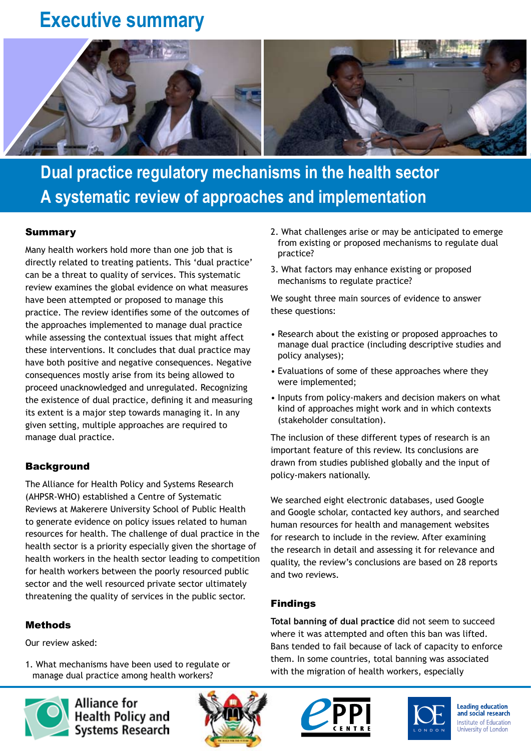# Executive summary

## Dual practice regulatory mechanisms in the health sector A systematic review of approaches and implementation

### Summary

Many health workers hold more than one job that is directly related to treating patients. This 'dual practice' can be a threat to quality of services. This systematic review examines the global evidence on what measures have been attempted or proposed to manage this practice. The review identifies some of the outcomes of the approaches implemented to manage dual practice while assessing the contextual issues that might affect these interventions. It concludes that dual practice may have both positive and negative consequences. Negative consequences mostly arise from its being allowed to proceed unacknowledged and unregulated. Recognizing the existence of dual practice, defining it and measuring its extent is a major step towards managing it. In any given setting, multiple approaches are required to manage dual practice.

### Background

The Alliance for Health Policy and Systems Research (AHPSR-WHO) established a Centre of Systematic Reviews at Makerere University School of Public Health to generate evidence on policy issues related to human resources for health. The challenge of dual practice in the health sector is a priority especially given the shortage of health workers in the health sector leading to competition for health workers between the poorly resourced public sector and the well resourced private sector ultimately threatening the quality of services in the public sector.

### Methods

Our review asked:

1. What mechanisms have been used to regulate or manage dual practice among health workers?
2. What challenges arise or may be anticipated to emerge from existing or proposed mechanisms to regulate dual practice?
3. What factors may enhance existing or proposed mechanisms to regulate practice?

We sought three main sources of evidence to answer these questions:

- Research about the existing or proposed approaches to manage dual practice (including descriptive studies and policy analyses);
- Evaluations of some of these approaches where they were implemented;
- Inputs from policy-makers and decision makers on what kind of approaches might work and in which contexts (stakeholder consultation).

The inclusion of these different types of research is an important feature of this review. Its conclusions are drawn from studies published globally and the input of policy-makers nationally.

We searched eight electronic databases, used Google and Google scholar, contacted key authors, and searched human resources for health and management websites for research to include in the review. After examining the research in detail and assessing it for relevance and quality, the review's conclusions are based on 28 reports and two reviews.

### Findings

**Total banning of dual practice** did not seem to succeed where it was attempted and often this ban was lifted. Bans tended to fail because of lack of capacity to enforce them. In some countries, total banning was associated with the migration of health workers, especially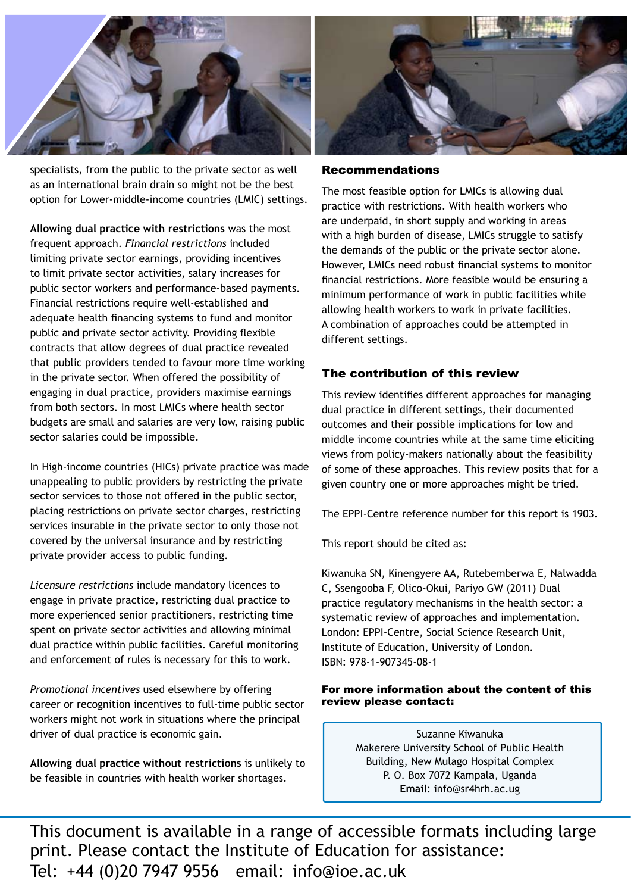specialists, from the public to the private sector as well as an international brain drain so might not be the best option for Lower-middle-income countries (LMIC) settings.

**Allowing dual practice with restrictions** was the most frequent approach. *Financial restrictions* included limiting private sector earnings, providing incentives to limit private sector activities, salary increases for public sector workers and performance-based payments. Financial restrictions require well-established and adequate health financing systems to fund and monitor public and private sector activity. Providing flexible contracts that allow degrees of dual practice revealed that public providers tended to favour more time working in the private sector. When offered the possibility of engaging in dual practice, providers maximise earnings from both sectors. In most LMICs where health sector budgets are small and salaries are very low, raising public sector salaries could be impossible.

In High-income countries (HICs) private practice was made unappealing to public providers by restricting the private sector services to those not offered in the public sector, placing restrictions on private sector charges, restricting services insurable in the private sector to only those not covered by the universal insurance and by restricting private provider access to public funding.

*Licensure restrictions* include mandatory licences to engage in private practice, restricting dual practice to more experienced senior practitioners, restricting time spent on private sector activities and allowing minimal dual practice within public facilities. Careful monitoring and enforcement of rules is necessary for this to work.

*Promotional incentives* used elsewhere by offering career or recognition incentives to full-time public sector workers might not work in situations where the principal driver of dual practice is economic gain.

**Allowing dual practice without restrictions** is unlikely to be feasible in countries with health worker shortages.

## Recommendations

The most feasible option for LMICs is allowing dual practice with restrictions. With health workers who are underpaid, in short supply and working in areas with a high burden of disease, LMICs struggle to satisfy the demands of the public or the private sector alone. However, LMICs need robust financial systems to monitor financial restrictions. More feasible would be ensuring a minimum performance of work in public facilities while allowing health workers to work in private facilities. A combination of approaches could be attempted in different settings.

## The contribution of this review

This review identifies different approaches for managing dual practice in different settings, their documented outcomes and their possible implications for low and middle income countries while at the same time eliciting views from policy-makers nationally about the feasibility of some of these approaches. This review posits that for a given country one or more approaches might be tried.

The EPPI-Centre reference number for this report is 1903.

This report should be cited as:

Kiwanuka SN, Kinengyere AA, Rutebemberwa E, Nalwadda C, Ssengooba F, Olico-Okui, Pariyo GW (2011) Dual practice regulatory mechanisms in the health sector: a systematic review of approaches and implementation. London: EPPI-Centre, Social Science Research Unit, Institute of Education, University of London.
ISBN: 978-1-907345-08-1

**For more information about the content of this review please contact:**

Suzanne Kiwanuka
Makerere University School of Public Health
Building, New Mulago Hospital Complex
P. O. Box 7072 Kampala, Uganda
**Email**: info@sr4hrh.ac.ug

This document is available in a range of accessible formats including large print. Please contact the Institute of Education for assistance:
Tel: +44 (0)20 7947 9556 email: info@ioe.ac.uk